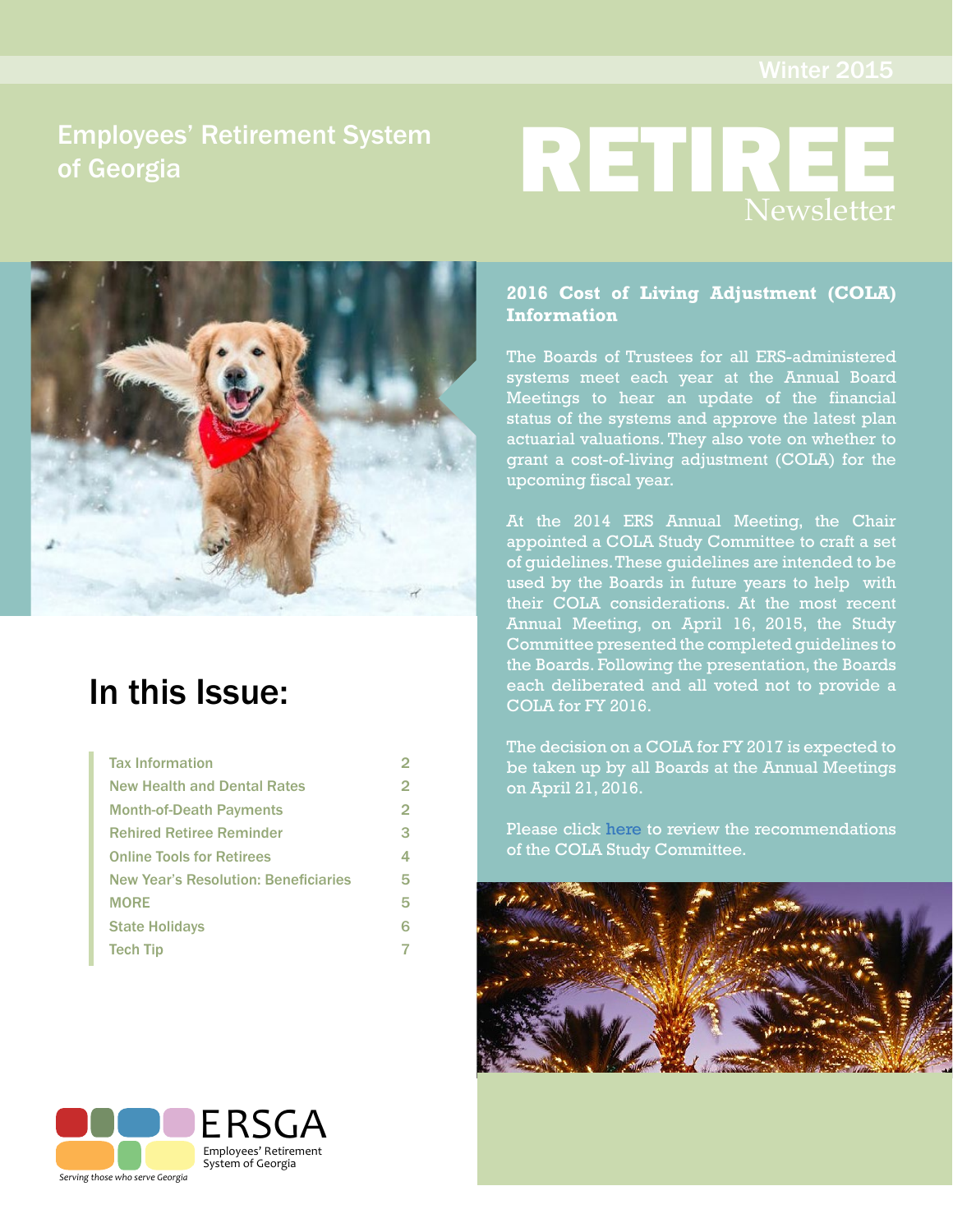Winter 2015

Employees' Retirement System of Georgia

# RETIREE Newsletter

## 2016 Cost of Living Adjustment (COLA) Information

The Boards of Trustees for all ERS-administered systems meet each year at the Annual Board Meetings to hear an update of the financial status of the systems and approve the latest plan actuarial valuations. They also vote on whether to grant a cost-of-living adjustment (COLA) for the upcoming fiscal year.

At the 2014 ERS Annual Meeting, the Chair appointed a COLA Study Committee to craft a set of guidelines. These guidelines are intended to be used by the Boards in future years to help with their COLA considerations. At the most recent Annual Meeting, on April 16, 2015, the Study Committee presented the completed guidelines to the Boards. Following the presentation, the Boards each deliberated and all voted not to provide a COLA for FY 2016.

The decision on a COLA for FY 2017 is expected to be taken up by all Boards at the Annual Meetings on April 21, 2016.

Please click here to review the recommendations of the COLA Study Committee.

## In this Issue:

| | |
|---|---|
| Tax Information | 2 |
| New Health and Dental Rates | 2 |
| Month-of-Death Payments | 2 |
| Rehired Retiree Reminder | 3 |
| Online Tools for Retirees | 4 |
| New Year's Resolution: Beneficiaries | 5 |
| MORE | 5 |
| State Holidays | 6 |
| Tech Tip | 7 |

ERSGA
Employees' Retirement System of Georgia
*Serving those who serve Georgia*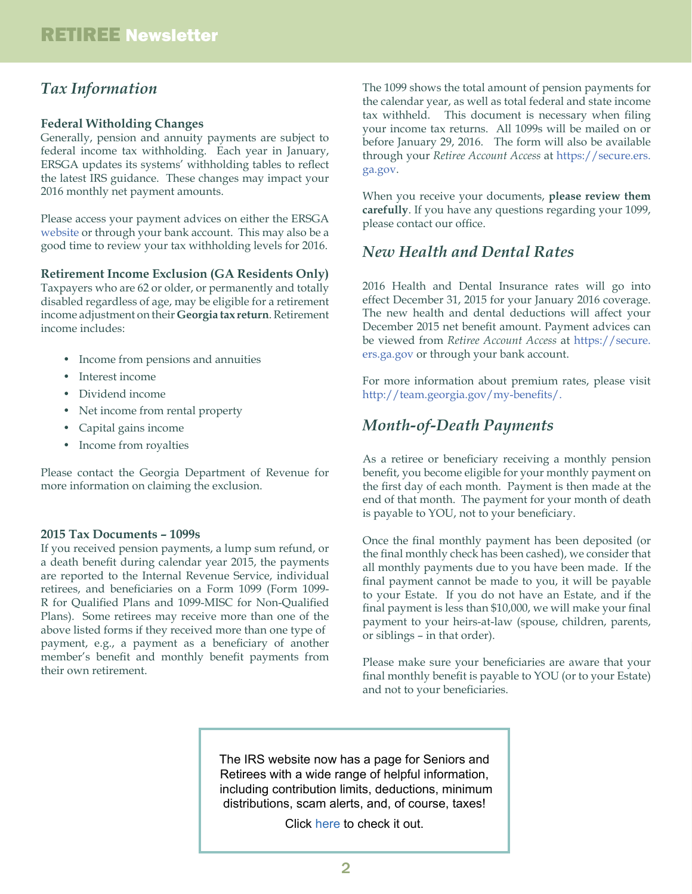## Tax Information

### Federal Witholding Changes

Generally, pension and annuity payments are subject to federal income tax withholding. Each year in January, ERSGA updates its systems' withholding tables to reflect the latest IRS guidance. These changes may impact your 2016 monthly net payment amounts.

Please access your payment advices on either the ERSGA website or through your bank account. This may also be a good time to review your tax withholding levels for 2016.

### Retirement Income Exclusion (GA Residents Only)

Taxpayers who are 62 or older, or permanently and totally disabled regardless of age, may be eligible for a retirement income adjustment on their **Georgia tax return**. Retirement income includes:

- Income from pensions and annuities
- Interest income
- Dividend income
- Net income from rental property
- Capital gains income
- Income from royalties

Please contact the Georgia Department of Revenue for more information on claiming the exclusion.

### 2015 Tax Documents – 1099s

If you received pension payments, a lump sum refund, or a death benefit during calendar year 2015, the payments are reported to the Internal Revenue Service, individual retirees, and beneficiaries on a Form 1099 (Form 1099-R for Qualified Plans and 1099-MISC for Non-Qualified Plans). Some retirees may receive more than one of the above listed forms if they received more than one type of payment, e.g., a payment as a beneficiary of another member's benefit and monthly benefit payments from their own retirement.

The 1099 shows the total amount of pension payments for the calendar year, as well as total federal and state income tax withheld. This document is necessary when filing your income tax returns. All 1099s will be mailed on or before January 29, 2016. The form will also be available through your *Retiree Account Access* at https://secure.ers.ga.gov.

When you receive your documents, **please review them carefully**. If you have any questions regarding your 1099, please contact our office.

## New Health and Dental Rates

2016 Health and Dental Insurance rates will go into effect December 31, 2015 for your January 2016 coverage. The new health and dental deductions will affect your December 2015 net benefit amount. Payment advices can be viewed from *Retiree Account Access* at https://secure.ers.ga.gov or through your bank account.

For more information about premium rates, please visit http://team.georgia.gov/my-benefits/.

## Month-of-Death Payments

As a retiree or beneficiary receiving a monthly pension benefit, you become eligible for your monthly payment on the first day of each month. Payment is then made at the end of that month. The payment for your month of death is payable to YOU, not to your beneficiary.

Once the final monthly payment has been deposited (or the final monthly check has been cashed), we consider that all monthly payments due to you have been made. If the final payment cannot be made to you, it will be payable to your Estate. If you do not have an Estate, and if the final payment is less than $10,000, we will make your final payment to your heirs-at-law (spouse, children, parents, or siblings – in that order).

Please make sure your beneficiaries are aware that your final monthly benefit is payable to YOU (or to your Estate) and not to your beneficiaries.

The IRS website now has a page for Seniors and Retirees with a wide range of helpful information, including contribution limits, deductions, minimum distributions, scam alerts, and, of course, taxes!

Click here to check it out.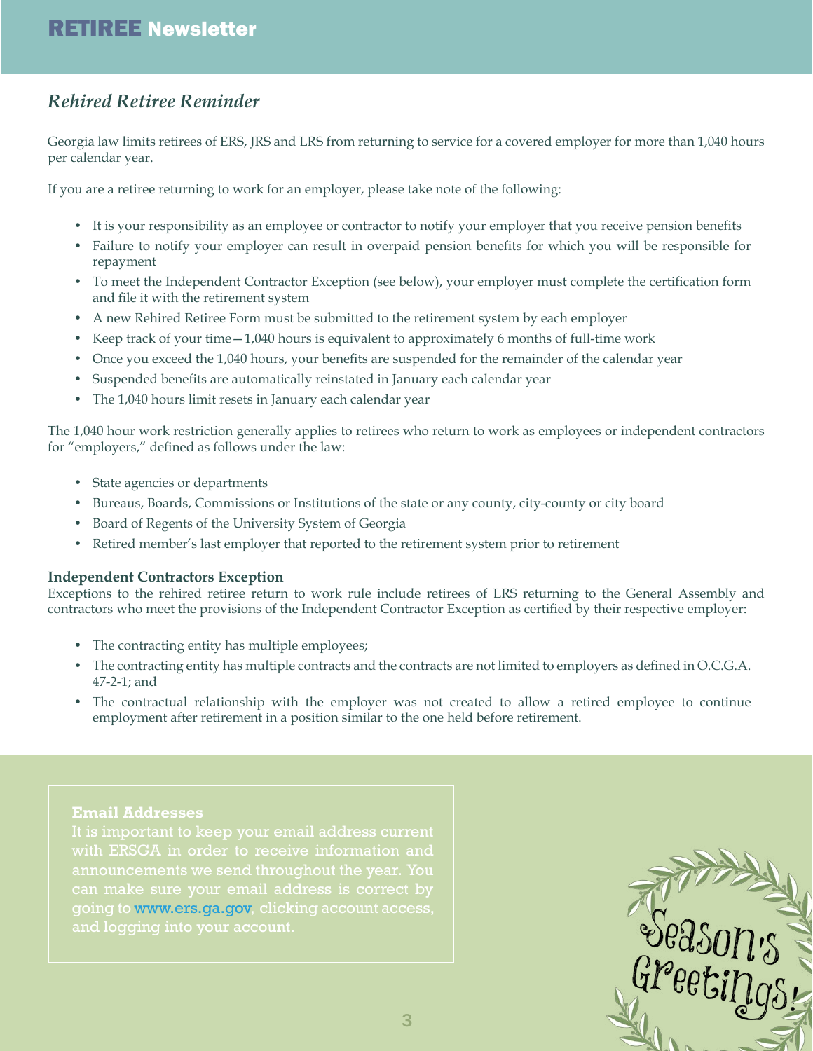## *Rehired Retiree Reminder*

Georgia law limits retirees of ERS, JRS and LRS from returning to service for a covered employer for more than 1,040 hours per calendar year.

If you are a retiree returning to work for an employer, please take note of the following:

- It is your responsibility as an employee or contractor to notify your employer that you receive pension benefits
- Failure to notify your employer can result in overpaid pension benefits for which you will be responsible for repayment
- To meet the Independent Contractor Exception (see below), your employer must complete the certification form and file it with the retirement system
- A new Rehired Retiree Form must be submitted to the retirement system by each employer
- Keep track of your time—1,040 hours is equivalent to approximately 6 months of full-time work
- Once you exceed the 1,040 hours, your benefits are suspended for the remainder of the calendar year
- Suspended benefits are automatically reinstated in January each calendar year
- The 1,040 hours limit resets in January each calendar year

The 1,040 hour work restriction generally applies to retirees who return to work as employees or independent contractors for "employers," defined as follows under the law:

- State agencies or departments
- Bureaus, Boards, Commissions or Institutions of the state or any county, city-county or city board
- Board of Regents of the University System of Georgia
- Retired member's last employer that reported to the retirement system prior to retirement

**Independent Contractors Exception**

Exceptions to the rehired retiree return to work rule include retirees of LRS returning to the General Assembly and contractors who meet the provisions of the Independent Contractor Exception as certified by their respective employer:

- The contracting entity has multiple employees;
- The contracting entity has multiple contracts and the contracts are not limited to employers as defined in O.C.G.A. 47-2-1; and
- The contractual relationship with the employer was not created to allow a retired employee to continue employment after retirement in a position similar to the one held before retirement.

**Email Addresses**

It is important to keep your email address current with ERSGA in order to receive information and announcements we send throughout the year. You can make sure your email address is correct by going to www.ers.ga.gov, clicking account access, and logging into your account.

Season's Greetings!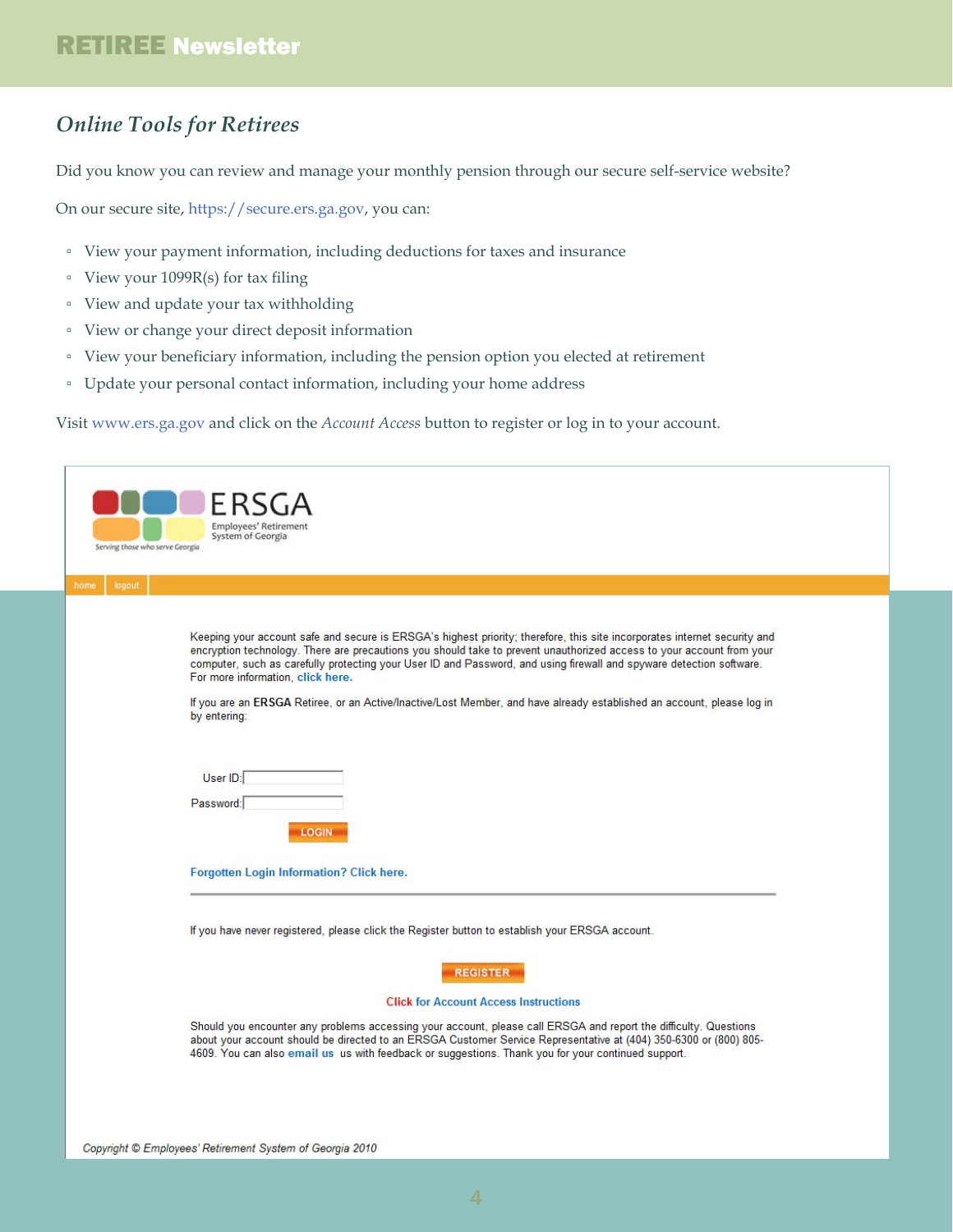## *Online Tools for Retirees*

Did you know you can review and manage your monthly pension through our secure self-service website?

On our secure site, https://secure.ers.ga.gov, you can:

- View your payment information, including deductions for taxes and insurance
- View your 1099R(s) for tax filing
- View and update your tax withholding
- View or change your direct deposit information
- View your beneficiary information, including the pension option you elected at retirement
- Update your personal contact information, including your home address

Visit www.ers.ga.gov and click on the *Account Access* button to register or log in to your account.

ERSGA
Employees' Retirement System of Georgia
Serving those who serve Georgia

home | logout

Keeping your account safe and secure is ERSGA's highest priority; therefore, this site incorporates internet security and encryption technology. There are precautions you should take to prevent unauthorized access to your account from your computer, such as carefully protecting your User ID and Password, and using firewall and spyware detection software. For more information, **click here.**

If you are an **ERSGA** Retiree, or an Active/Inactive/Lost Member, and have already established an account, please log in by entering:

User ID:

Password:

LOGIN

**Forgotten Login Information? Click here.**

If you have never registered, please click the Register button to establish your ERSGA account.

REGISTER

**Click for Account Access Instructions**

Should you encounter any problems accessing your account, please call ERSGA and report the difficulty. Questions about your account should be directed to an ERSGA Customer Service Representative at (404) 350-6300 or (800) 805-4609. You can also **email us** us with feedback or suggestions. Thank you for your continued support.

*Copyright © Employees' Retirement System of Georgia 2010*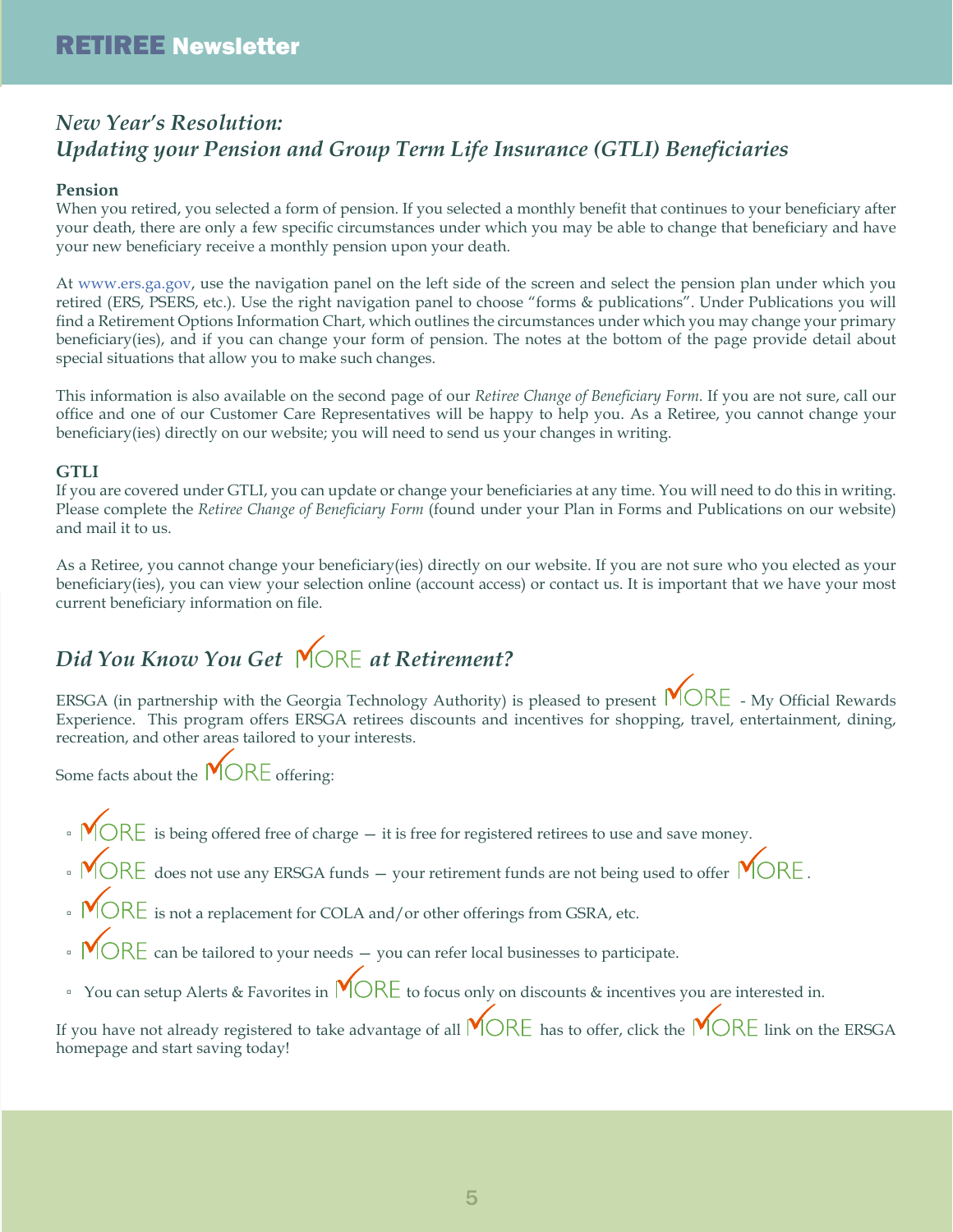# RETIREE Newsletter

## *New Year's Resolution: Updating your Pension and Group Term Life Insurance (GTLI) Beneficiaries*

**Pension**

When you retired, you selected a form of pension. If you selected a monthly benefit that continues to your beneficiary after your death, there are only a few specific circumstances under which you may be able to change that beneficiary and have your new beneficiary receive a monthly pension upon your death.

At www.ers.ga.gov, use the navigation panel on the left side of the screen and select the pension plan under which you retired (ERS, PSERS, etc.). Use the right navigation panel to choose "forms & publications". Under Publications you will find a Retirement Options Information Chart, which outlines the circumstances under which you may change your primary beneficiary(ies), and if you can change your form of pension. The notes at the bottom of the page provide detail about special situations that allow you to make such changes.

This information is also available on the second page of our *Retiree Change of Beneficiary Form*. If you are not sure, call our office and one of our Customer Care Representatives will be happy to help you. As a Retiree, you cannot change your beneficiary(ies) directly on our website; you will need to send us your changes in writing.

**GTLI**

If you are covered under GTLI, you can update or change your beneficiaries at any time. You will need to do this in writing. Please complete the *Retiree Change of Beneficiary Form* (found under your Plan in Forms and Publications on our website) and mail it to us.

As a Retiree, you cannot change your beneficiary(ies) directly on our website. If you are not sure who you elected as your beneficiary(ies), you can view your selection online (account access) or contact us. It is important that we have your most current beneficiary information on file.

## *Did You Know You Get MORE at Retirement?*

ERSGA (in partnership with the Georgia Technology Authority) is pleased to present MORE - My Official Rewards Experience. This program offers ERSGA retirees discounts and incentives for shopping, travel, entertainment, dining, recreation, and other areas tailored to your interests.

Some facts about the MORE offering:

- MORE is being offered free of charge — it is free for registered retirees to use and save money.
- MORE does not use any ERSGA funds — your retirement funds are not being used to offer MORE.
- MORE is not a replacement for COLA and/or other offerings from GSRA, etc.
- MORE can be tailored to your needs — you can refer local businesses to participate.
- You can setup Alerts & Favorites in MORE to focus only on discounts & incentives you are interested in.

If you have not already registered to take advantage of all MORE has to offer, click the MORE link on the ERSGA homepage and start saving today!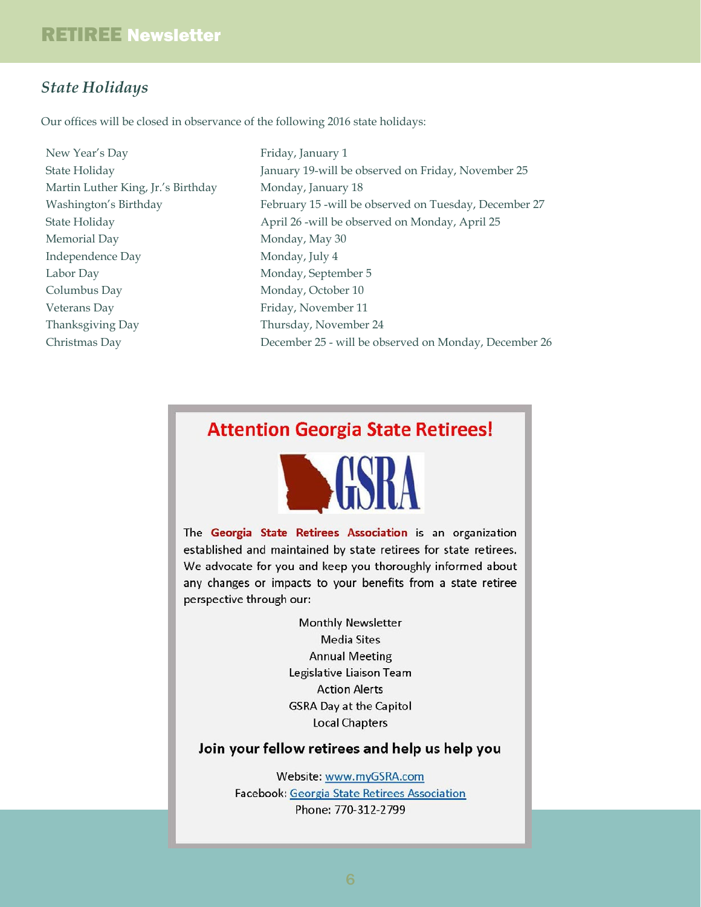## *State Holidays*

Our offices will be closed in observance of the following 2016 state holidays:

| | |
|---|---|
| New Year's Day | Friday, January 1 |
| State Holiday | January 19-will be observed on Friday, November 25 |
| Martin Luther King, Jr.'s Birthday | Monday, January 18 |
| Washington's Birthday | February 15 -will be observed on Tuesday, December 27 |
| State Holiday | April 26 -will be observed on Monday, April 25 |
| Memorial Day | Monday, May 30 |
| Independence Day | Monday, July 4 |
| Labor Day | Monday, September 5 |
| Columbus Day | Monday, October 10 |
| Veterans Day | Friday, November 11 |
| Thanksgiving Day | Thursday, November 24 |
| Christmas Day | December 25 - will be observed on Monday, December 26 |

## Attention Georgia State Retirees!

GSRA

The **Georgia State Retirees Association** is an organization established and maintained by state retirees for state retirees. We advocate for you and keep you thoroughly informed about any changes or impacts to your benefits from a state retiree perspective through our:

Monthly Newsletter
Media Sites
Annual Meeting
Legislative Liaison Team
Action Alerts
GSRA Day at the Capitol
Local Chapters

**Join your fellow retirees and help us help you**

Website: www.myGSRA.com
Facebook: Georgia State Retirees Association
Phone: 770-312-2799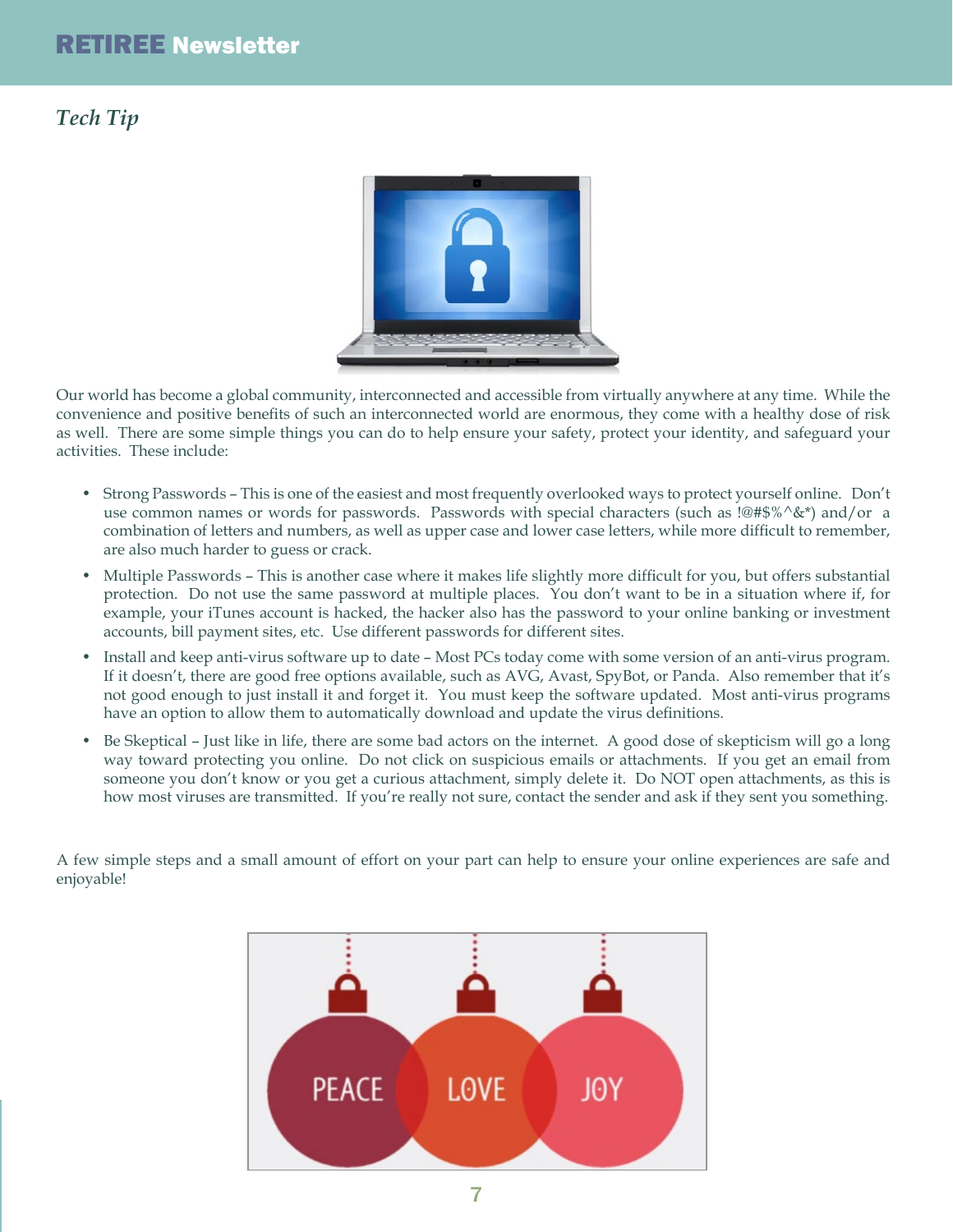## *Tech Tip*

Our world has become a global community, interconnected and accessible from virtually anywhere at any time. While the convenience and positive benefits of such an interconnected world are enormous, they come with a healthy dose of risk as well. There are some simple things you can do to help ensure your safety, protect your identity, and safeguard your activities. These include:

- Strong Passwords – This is one of the easiest and most frequently overlooked ways to protect yourself online. Don't use common names or words for passwords. Passwords with special characters (such as !@#$%^&*) and/or a combination of letters and numbers, as well as upper case and lower case letters, while more difficult to remember, are also much harder to guess or crack.
- Multiple Passwords – This is another case where it makes life slightly more difficult for you, but offers substantial protection. Do not use the same password at multiple places. You don't want to be in a situation where if, for example, your iTunes account is hacked, the hacker also has the password to your online banking or investment accounts, bill payment sites, etc. Use different passwords for different sites.
- Install and keep anti-virus software up to date – Most PCs today come with some version of an anti-virus program. If it doesn't, there are good free options available, such as AVG, Avast, SpyBot, or Panda. Also remember that it's not good enough to just install it and forget it. You must keep the software updated. Most anti-virus programs have an option to allow them to automatically download and update the virus definitions.
- Be Skeptical – Just like in life, there are some bad actors on the internet. A good dose of skepticism will go a long way toward protecting you online. Do not click on suspicious emails or attachments. If you get an email from someone you don't know or you get a curious attachment, simply delete it. Do NOT open attachments, as this is how most viruses are transmitted. If you're really not sure, contact the sender and ask if they sent you something.

A few simple steps and a small amount of effort on your part can help to ensure your online experiences are safe and enjoyable!

PEACE LOVE JOY